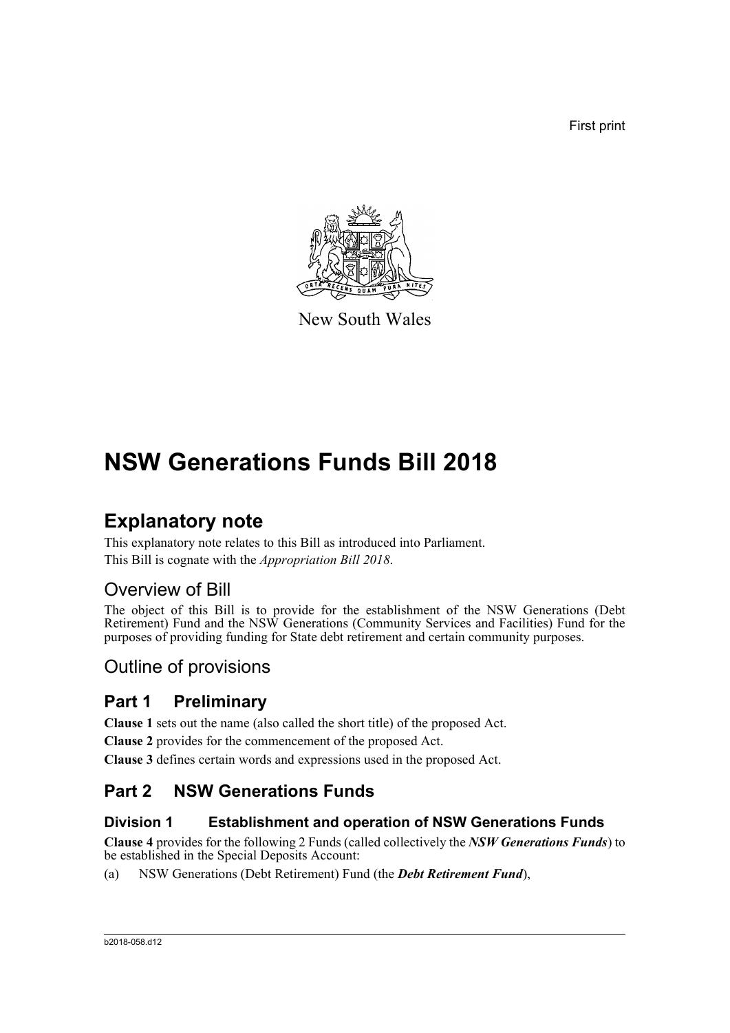First print

New South Wales

# NSW Generations Funds Bill 2018

## Explanatory note

This explanatory note relates to this Bill as introduced into Parliament.

This Bill is cognate with the *Appropriation Bill 2018*.

### Overview of Bill

The object of this Bill is to provide for the establishment of the NSW Generations (Debt Retirement) Fund and the NSW Generations (Community Services and Facilities) Fund for the purposes of providing funding for State debt retirement and certain community purposes.

### Outline of provisions

## Part 1 Preliminary

**Clause 1** sets out the name (also called the short title) of the proposed Act.

**Clause 2** provides for the commencement of the proposed Act.

**Clause 3** defines certain words and expressions used in the proposed Act.

## Part 2 NSW Generations Funds

### Division 1 Establishment and operation of NSW Generations Funds

**Clause 4** provides for the following 2 Funds (called collectively the ***NSW Generations Funds***) to be established in the Special Deposits Account:

(a) NSW Generations (Debt Retirement) Fund (the ***Debt Retirement Fund***),

b2018-058.d12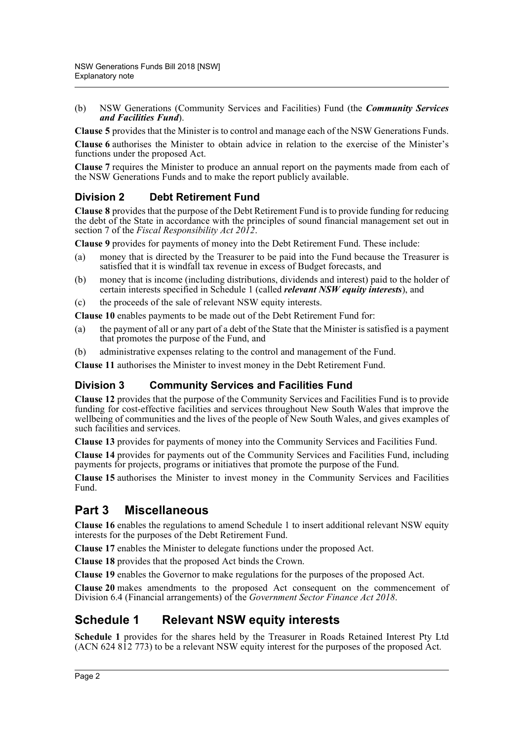(b) NSW Generations (Community Services and Facilities) Fund (the ***Community Services and Facilities Fund***).

**Clause 5** provides that the Minister is to control and manage each of the NSW Generations Funds.

**Clause 6** authorises the Minister to obtain advice in relation to the exercise of the Minister's functions under the proposed Act.

**Clause 7** requires the Minister to produce an annual report on the payments made from each of the NSW Generations Funds and to make the report publicly available.

### Division 2 Debt Retirement Fund

**Clause 8** provides that the purpose of the Debt Retirement Fund is to provide funding for reducing the debt of the State in accordance with the principles of sound financial management set out in section 7 of the *Fiscal Responsibility Act 2012*.

**Clause 9** provides for payments of money into the Debt Retirement Fund. These include:

(a) money that is directed by the Treasurer to be paid into the Fund because the Treasurer is satisfied that it is windfall tax revenue in excess of Budget forecasts, and

(b) money that is income (including distributions, dividends and interest) paid to the holder of certain interests specified in Schedule 1 (called ***relevant NSW equity interests***), and

(c) the proceeds of the sale of relevant NSW equity interests.

**Clause 10** enables payments to be made out of the Debt Retirement Fund for:

(a) the payment of all or any part of a debt of the State that the Minister is satisfied is a payment that promotes the purpose of the Fund, and

(b) administrative expenses relating to the control and management of the Fund.

**Clause 11** authorises the Minister to invest money in the Debt Retirement Fund.

### Division 3 Community Services and Facilities Fund

**Clause 12** provides that the purpose of the Community Services and Facilities Fund is to provide funding for cost-effective facilities and services throughout New South Wales that improve the wellbeing of communities and the lives of the people of New South Wales, and gives examples of such facilities and services.

**Clause 13** provides for payments of money into the Community Services and Facilities Fund.

**Clause 14** provides for payments out of the Community Services and Facilities Fund, including payments for projects, programs or initiatives that promote the purpose of the Fund.

**Clause 15** authorises the Minister to invest money in the Community Services and Facilities Fund.

## Part 3 Miscellaneous

**Clause 16** enables the regulations to amend Schedule 1 to insert additional relevant NSW equity interests for the purposes of the Debt Retirement Fund.

**Clause 17** enables the Minister to delegate functions under the proposed Act.

**Clause 18** provides that the proposed Act binds the Crown.

**Clause 19** enables the Governor to make regulations for the purposes of the proposed Act.

**Clause 20** makes amendments to the proposed Act consequent on the commencement of Division 6.4 (Financial arrangements) of the *Government Sector Finance Act 2018*.

## Schedule 1 Relevant NSW equity interests

**Schedule 1** provides for the shares held by the Treasurer in Roads Retained Interest Pty Ltd (ACN 624 812 773) to be a relevant NSW equity interest for the purposes of the proposed Act.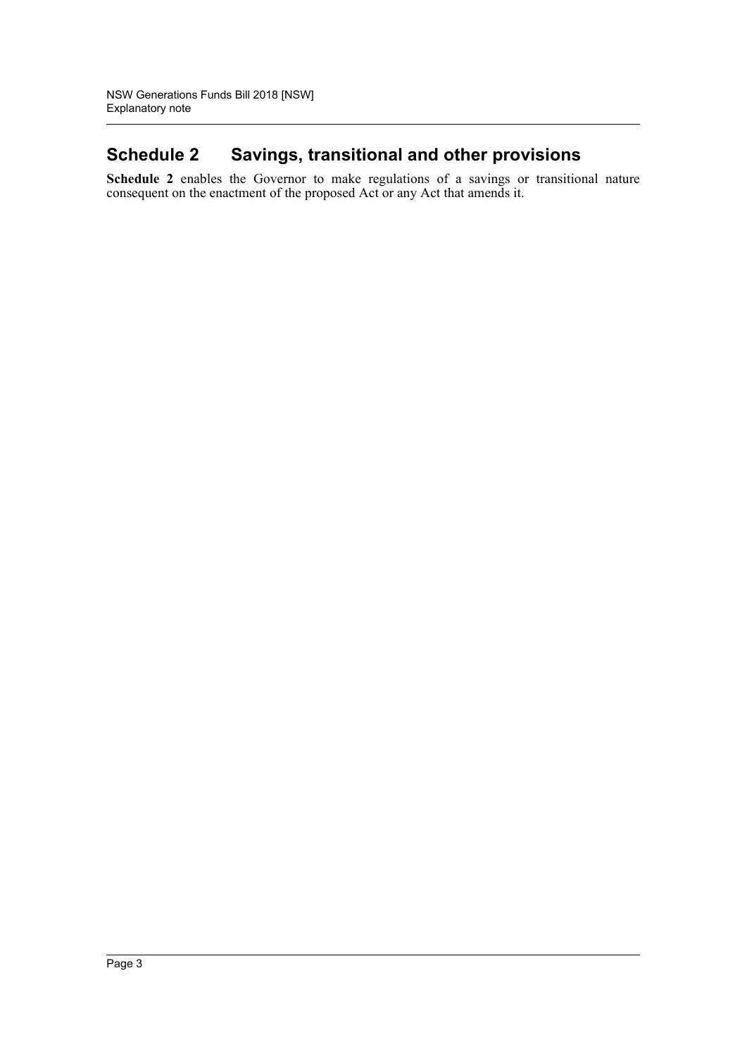## Schedule 2 Savings, transitional and other provisions

**Schedule 2** enables the Governor to make regulations of a savings or transitional nature consequent on the enactment of the proposed Act or any Act that amends it.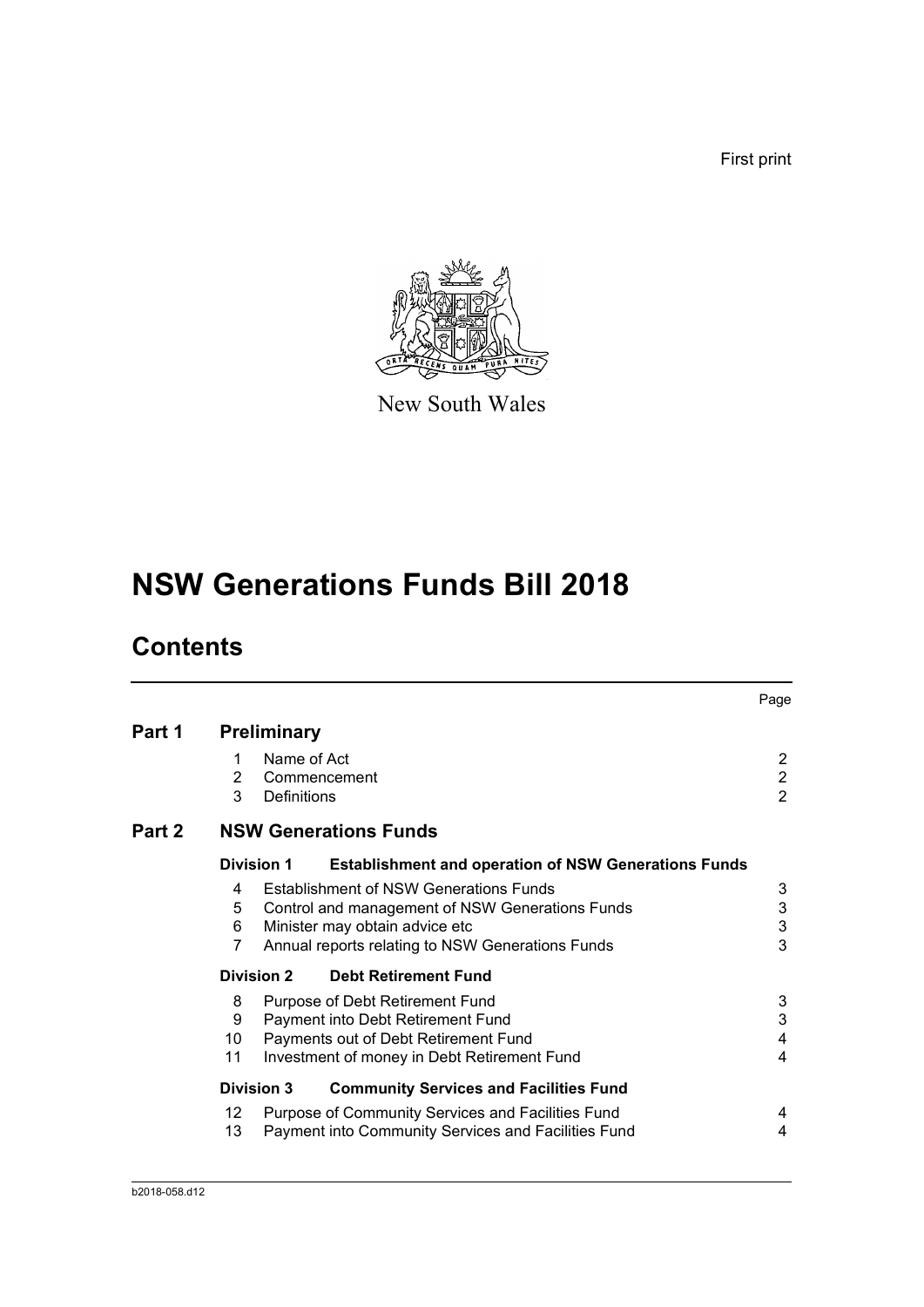First print

New South Wales

# NSW Generations Funds Bill 2018

## Contents

| | | Page |
|---|---|---|
| **Part 1** | **Preliminary** | |
| | 1 Name of Act | 2 |
| | 2 Commencement | 2 |
| | 3 Definitions | 2 |
| **Part 2** | **NSW Generations Funds** | |
| | **Division 1 Establishment and operation of NSW Generations Funds** | |
| | 4 Establishment of NSW Generations Funds | 3 |
| | 5 Control and management of NSW Generations Funds | 3 |
| | 6 Minister may obtain advice etc | 3 |
| | 7 Annual reports relating to NSW Generations Funds | 3 |
| | **Division 2 Debt Retirement Fund** | |
| | 8 Purpose of Debt Retirement Fund | 3 |
| | 9 Payment into Debt Retirement Fund | 3 |
| | 10 Payments out of Debt Retirement Fund | 4 |
| | 11 Investment of money in Debt Retirement Fund | 4 |
| | **Division 3 Community Services and Facilities Fund** | |
| | 12 Purpose of Community Services and Facilities Fund | 4 |
| | 13 Payment into Community Services and Facilities Fund | 4 |

b2018-058.d12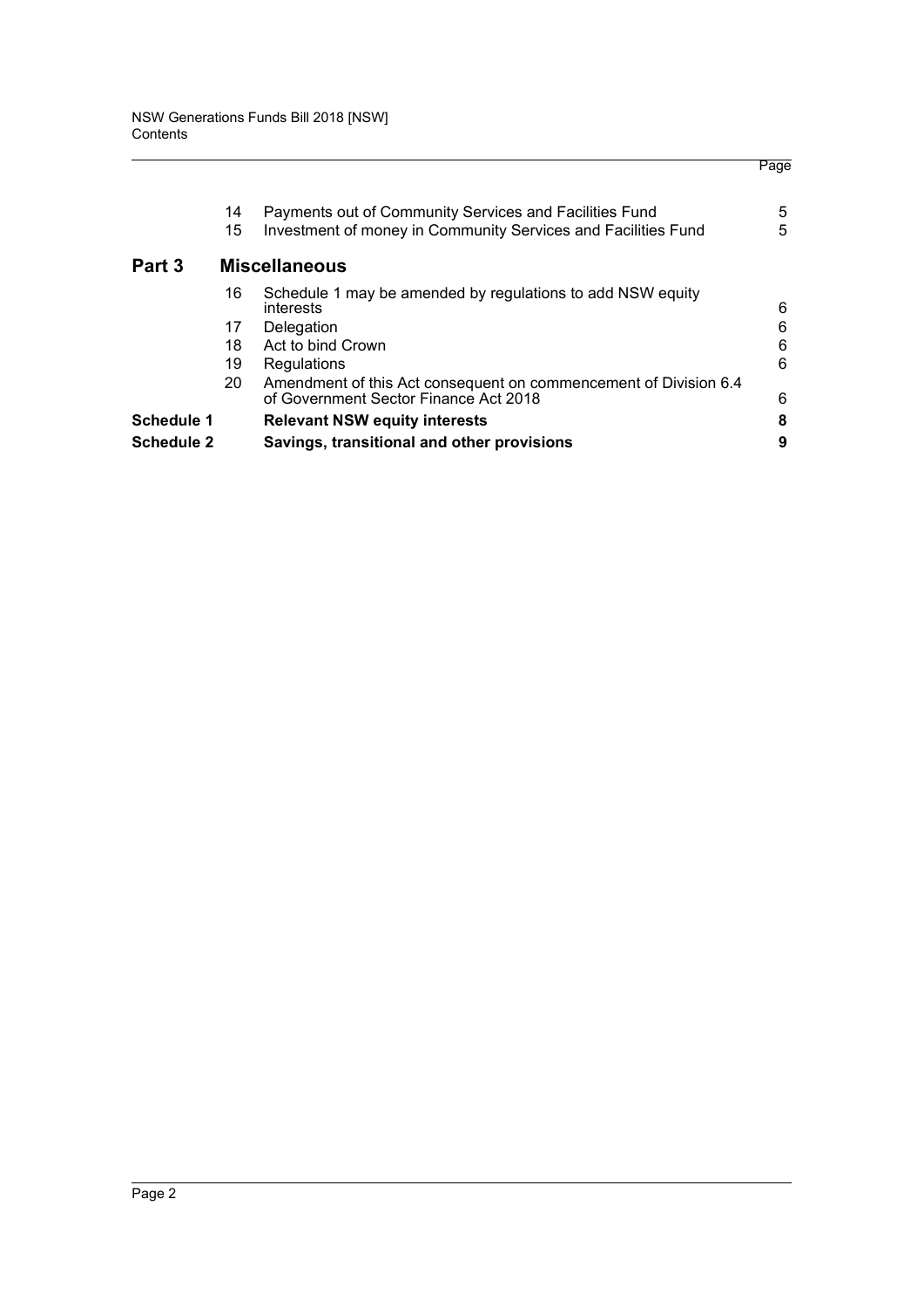| | | | Page |
|---|---|---|---|
| | 14 | Payments out of Community Services and Facilities Fund | 5 |
| | 15 | Investment of money in Community Services and Facilities Fund | 5 |
| **Part 3** | | **Miscellaneous** | |
| | 16 | Schedule 1 may be amended by regulations to add NSW equity interests | 6 |
| | 17 | Delegation | 6 |
| | 18 | Act to bind Crown | 6 |
| | 19 | Regulations | 6 |
| | 20 | Amendment of this Act consequent on commencement of Division 6.4 of Government Sector Finance Act 2018 | 6 |
| **Schedule 1** | | **Relevant NSW equity interests** | **8** |
| **Schedule 2** | | **Savings, transitional and other provisions** | **9** |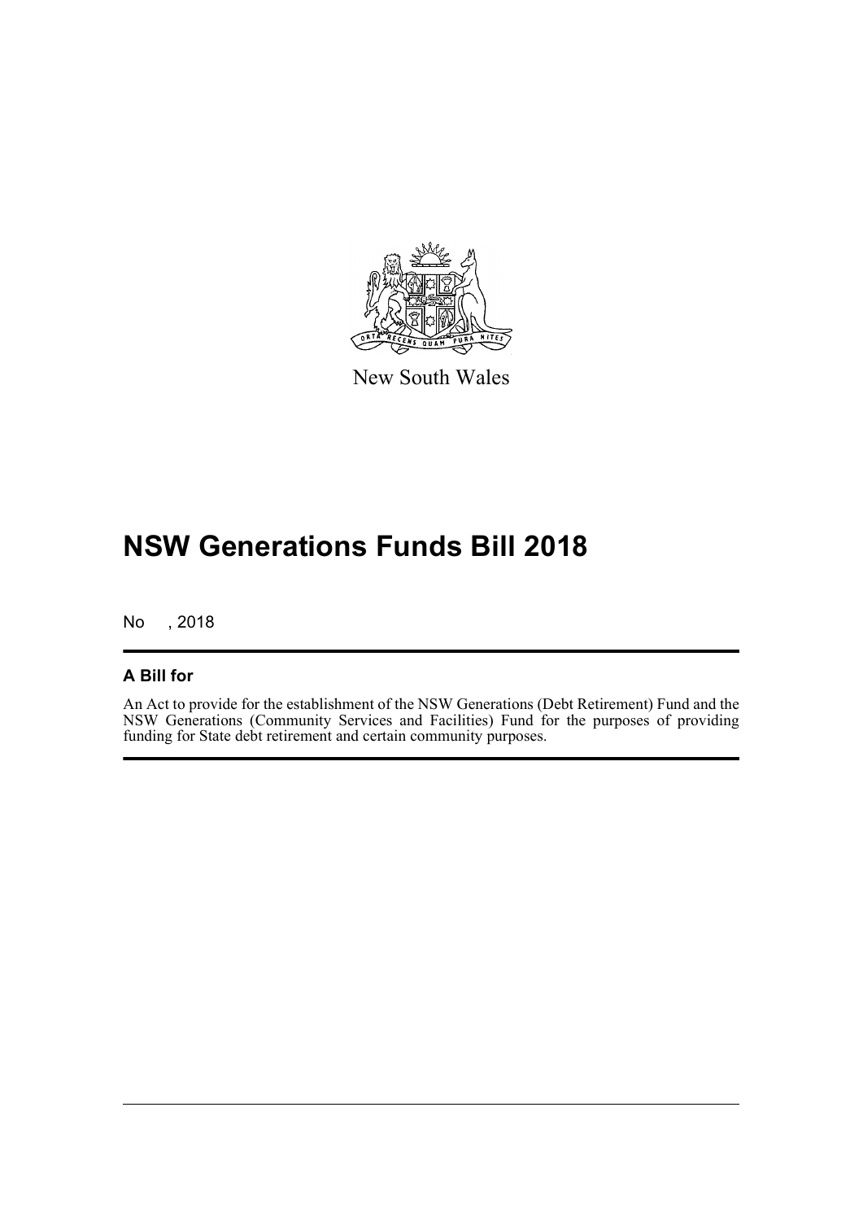New South Wales

# NSW Generations Funds Bill 2018

No , 2018

## A Bill for

An Act to provide for the establishment of the NSW Generations (Debt Retirement) Fund and the NSW Generations (Community Services and Facilities) Fund for the purposes of providing funding for State debt retirement and certain community purposes.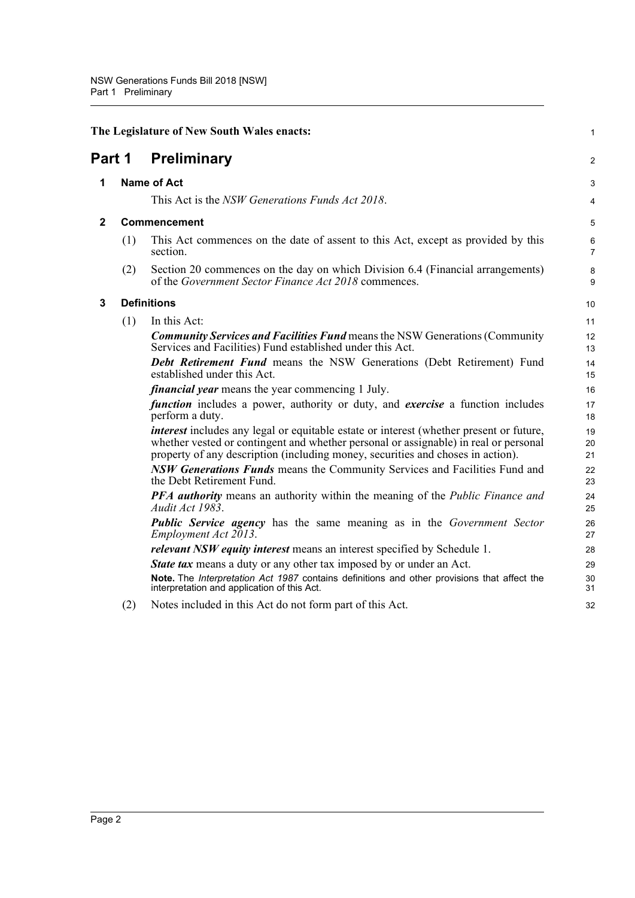The Legislature of New South Wales enacts:

# Part 1 Preliminary

## 1 Name of Act

This Act is the *NSW Generations Funds Act 2018*.

## 2 Commencement

(1) This Act commences on the date of assent to this Act, except as provided by this section.

(2) Section 20 commences on the day on which Division 6.4 (Financial arrangements) of the *Government Sector Finance Act 2018* commences.

## 3 Definitions

(1) In this Act:

***Community Services and Facilities Fund*** means the NSW Generations (Community Services and Facilities) Fund established under this Act.

***Debt Retirement Fund*** means the NSW Generations (Debt Retirement) Fund established under this Act.

***financial year*** means the year commencing 1 July.

***function*** includes a power, authority or duty, and ***exercise*** a function includes perform a duty.

***interest*** includes any legal or equitable estate or interest (whether present or future, whether vested or contingent and whether personal or assignable) in real or personal property of any description (including money, securities and choses in action).

***NSW Generations Funds*** means the Community Services and Facilities Fund and the Debt Retirement Fund.

***PFA authority*** means an authority within the meaning of the *Public Finance and Audit Act 1983*.

***Public Service agency*** has the same meaning as in the *Government Sector Employment Act 2013*.

***relevant NSW equity interest*** means an interest specified by Schedule 1.

***State tax*** means a duty or any other tax imposed by or under an Act.

**Note.** The *Interpretation Act 1987* contains definitions and other provisions that affect the interpretation and application of this Act.

(2) Notes included in this Act do not form part of this Act.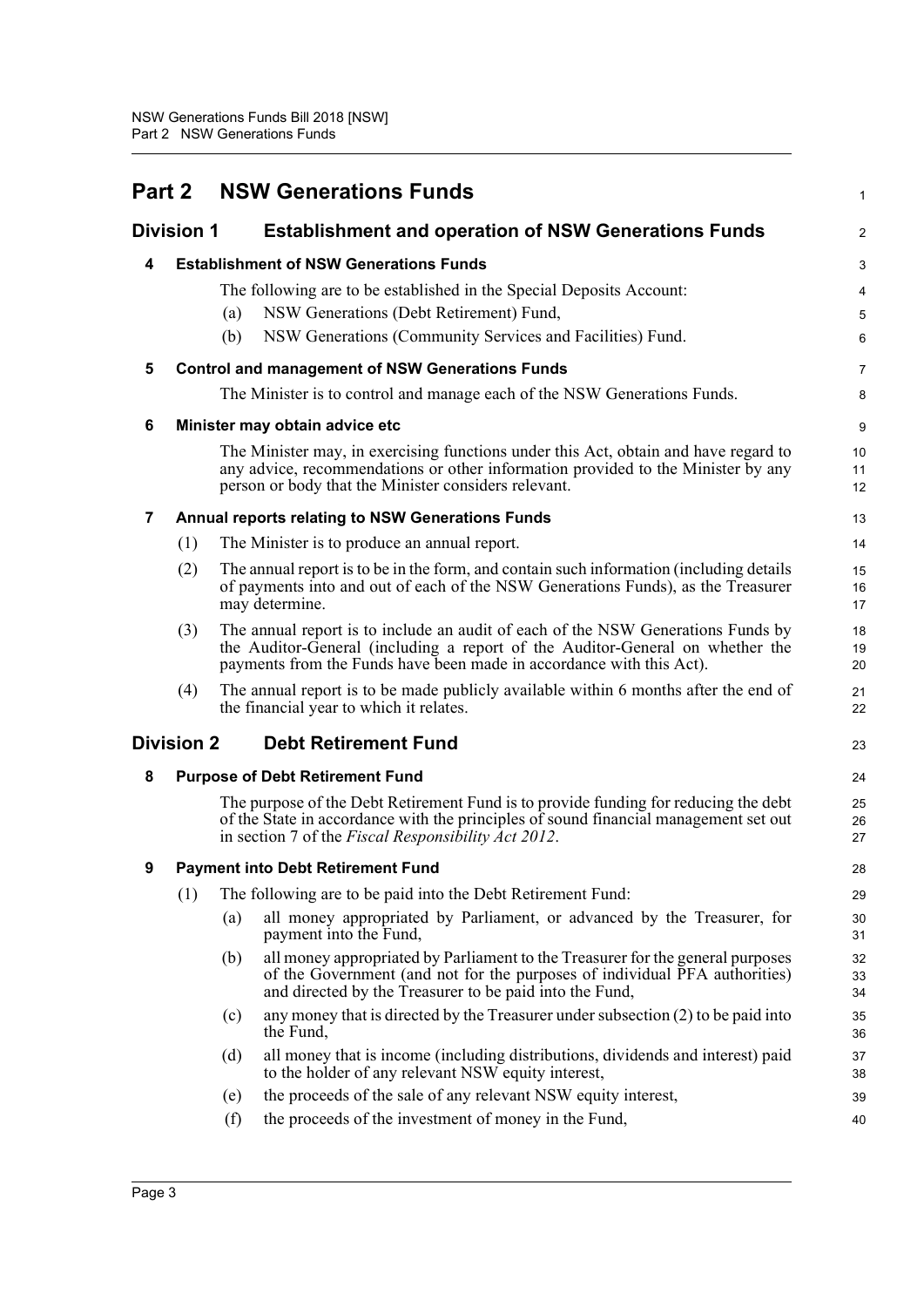# Part 2 NSW Generations Funds

## Division 1 Establishment and operation of NSW Generations Funds

### 4 Establishment of NSW Generations Funds

The following are to be established in the Special Deposits Account:

(a) NSW Generations (Debt Retirement) Fund,

(b) NSW Generations (Community Services and Facilities) Fund.

### 5 Control and management of NSW Generations Funds

The Minister is to control and manage each of the NSW Generations Funds.

### 6 Minister may obtain advice etc

The Minister may, in exercising functions under this Act, obtain and have regard to any advice, recommendations or other information provided to the Minister by any person or body that the Minister considers relevant.

### 7 Annual reports relating to NSW Generations Funds

(1) The Minister is to produce an annual report.

(2) The annual report is to be in the form, and contain such information (including details of payments into and out of each of the NSW Generations Funds), as the Treasurer may determine.

(3) The annual report is to include an audit of each of the NSW Generations Funds by the Auditor-General (including a report of the Auditor-General on whether the payments from the Funds have been made in accordance with this Act).

(4) The annual report is to be made publicly available within 6 months after the end of the financial year to which it relates.

## Division 2 Debt Retirement Fund

### 8 Purpose of Debt Retirement Fund

The purpose of the Debt Retirement Fund is to provide funding for reducing the debt of the State in accordance with the principles of sound financial management set out in section 7 of the *Fiscal Responsibility Act 2012*.

### 9 Payment into Debt Retirement Fund

(1) The following are to be paid into the Debt Retirement Fund:

(a) all money appropriated by Parliament, or advanced by the Treasurer, for payment into the Fund,

(b) all money appropriated by Parliament to the Treasurer for the general purposes of the Government (and not for the purposes of individual PFA authorities) and directed by the Treasurer to be paid into the Fund,

(c) any money that is directed by the Treasurer under subsection (2) to be paid into the Fund,

(d) all money that is income (including distributions, dividends and interest) paid to the holder of any relevant NSW equity interest,

(e) the proceeds of the sale of any relevant NSW equity interest,

(f) the proceeds of the investment of money in the Fund,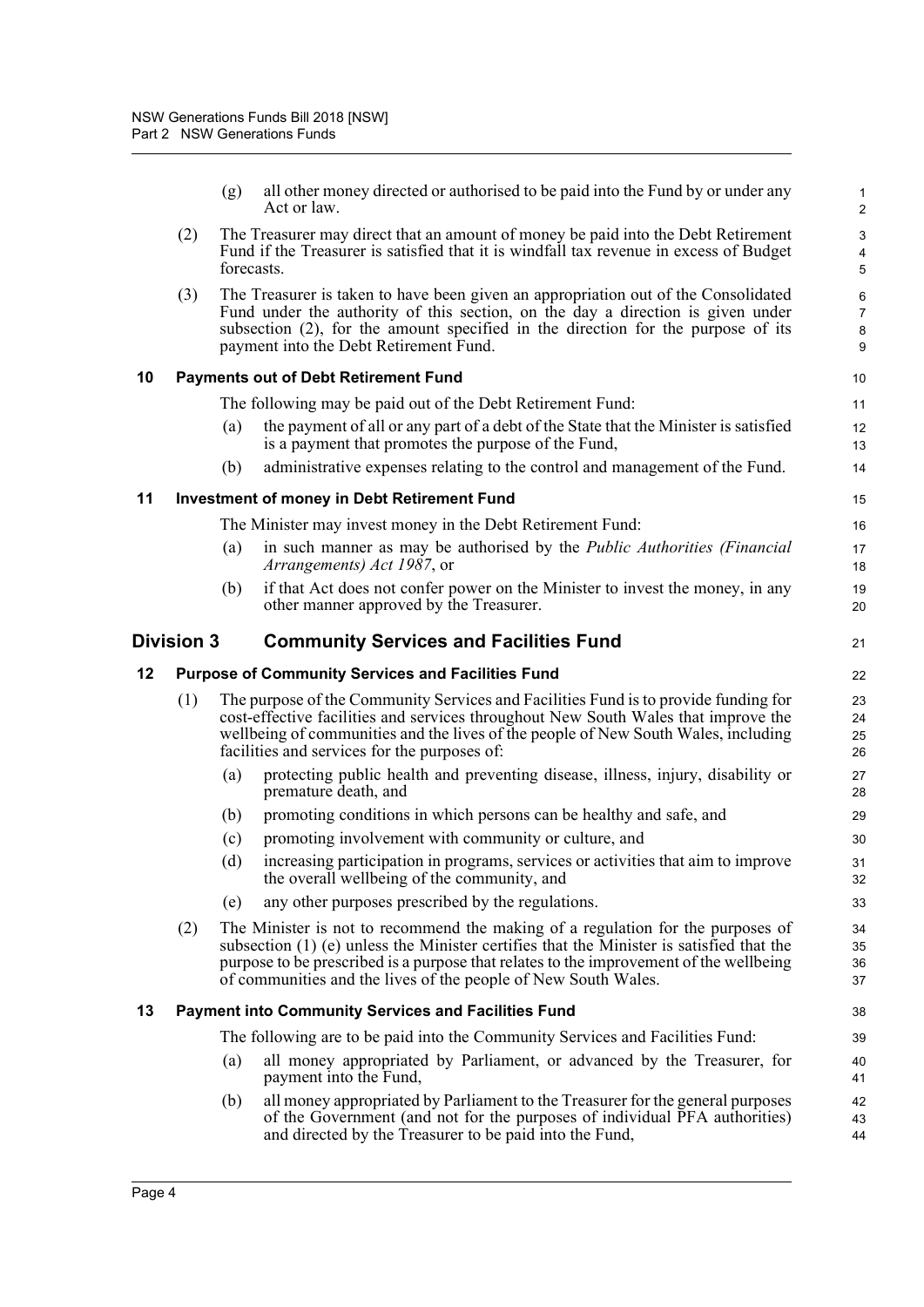(g) all other money directed or authorised to be paid into the Fund by or under any Act or law.

(2) The Treasurer may direct that an amount of money be paid into the Debt Retirement Fund if the Treasurer is satisfied that it is windfall tax revenue in excess of Budget forecasts.

(3) The Treasurer is taken to have been given an appropriation out of the Consolidated Fund under the authority of this section, on the day a direction is given under subsection (2), for the amount specified in the direction for the purpose of its payment into the Debt Retirement Fund.

### 10 Payments out of Debt Retirement Fund

The following may be paid out of the Debt Retirement Fund:

(a) the payment of all or any part of a debt of the State that the Minister is satisfied is a payment that promotes the purpose of the Fund,

(b) administrative expenses relating to the control and management of the Fund.

### 11 Investment of money in Debt Retirement Fund

The Minister may invest money in the Debt Retirement Fund:

(a) in such manner as may be authorised by the *Public Authorities (Financial Arrangements) Act 1987*, or

(b) if that Act does not confer power on the Minister to invest the money, in any other manner approved by the Treasurer.

## Division 3 Community Services and Facilities Fund

### 12 Purpose of Community Services and Facilities Fund

(1) The purpose of the Community Services and Facilities Fund is to provide funding for cost-effective facilities and services throughout New South Wales that improve the wellbeing of communities and the lives of the people of New South Wales, including facilities and services for the purposes of:

(a) protecting public health and preventing disease, illness, injury, disability or premature death, and

(b) promoting conditions in which persons can be healthy and safe, and

(c) promoting involvement with community or culture, and

(d) increasing participation in programs, services or activities that aim to improve the overall wellbeing of the community, and

(e) any other purposes prescribed by the regulations.

(2) The Minister is not to recommend the making of a regulation for the purposes of subsection (1) (e) unless the Minister certifies that the Minister is satisfied that the purpose to be prescribed is a purpose that relates to the improvement of the wellbeing of communities and the lives of the people of New South Wales.

### 13 Payment into Community Services and Facilities Fund

The following are to be paid into the Community Services and Facilities Fund:

(a) all money appropriated by Parliament, or advanced by the Treasurer, for payment into the Fund,

(b) all money appropriated by Parliament to the Treasurer for the general purposes of the Government (and not for the purposes of individual PFA authorities) and directed by the Treasurer to be paid into the Fund,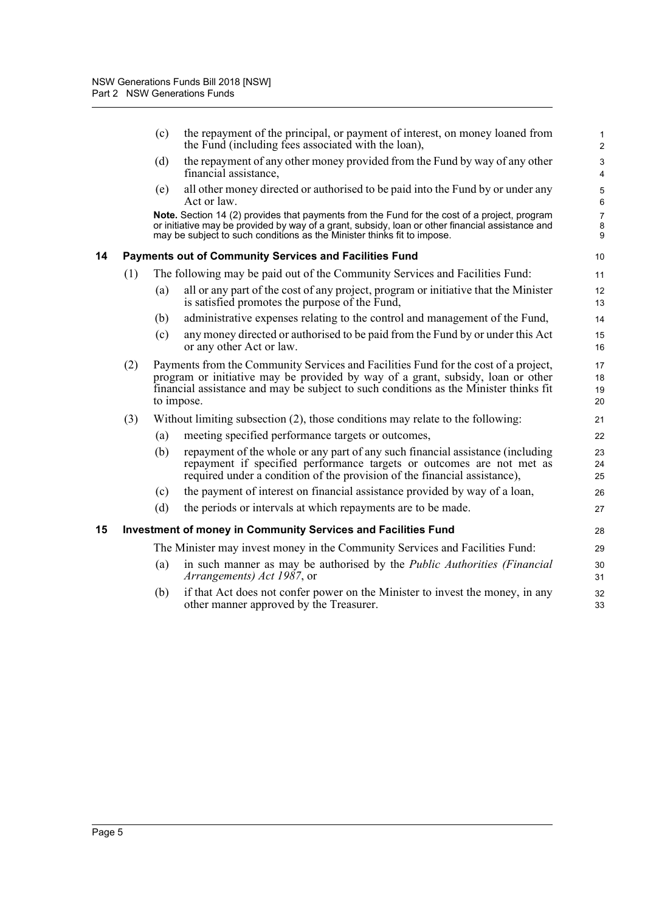(c) the repayment of the principal, or payment of interest, on money loaned from the Fund (including fees associated with the loan),

(d) the repayment of any other money provided from the Fund by way of any other financial assistance,

(e) all other money directed or authorised to be paid into the Fund by or under any Act or law.

**Note.** Section 14 (2) provides that payments from the Fund for the cost of a project, program or initiative may be provided by way of a grant, subsidy, loan or other financial assistance and may be subject to such conditions as the Minister thinks fit to impose.

### 14 Payments out of Community Services and Facilities Fund

(1) The following may be paid out of the Community Services and Facilities Fund:

(a) all or any part of the cost of any project, program or initiative that the Minister is satisfied promotes the purpose of the Fund,

(b) administrative expenses relating to the control and management of the Fund,

(c) any money directed or authorised to be paid from the Fund by or under this Act or any other Act or law.

(2) Payments from the Community Services and Facilities Fund for the cost of a project, program or initiative may be provided by way of a grant, subsidy, loan or other financial assistance and may be subject to such conditions as the Minister thinks fit to impose.

(3) Without limiting subsection (2), those conditions may relate to the following:

(a) meeting specified performance targets or outcomes,

(b) repayment of the whole or any part of any such financial assistance (including repayment if specified performance targets or outcomes are not met as required under a condition of the provision of the financial assistance),

(c) the payment of interest on financial assistance provided by way of a loan,

(d) the periods or intervals at which repayments are to be made.

### 15 Investment of money in Community Services and Facilities Fund

The Minister may invest money in the Community Services and Facilities Fund:

(a) in such manner as may be authorised by the *Public Authorities (Financial Arrangements) Act 1987*, or

(b) if that Act does not confer power on the Minister to invest the money, in any other manner approved by the Treasurer.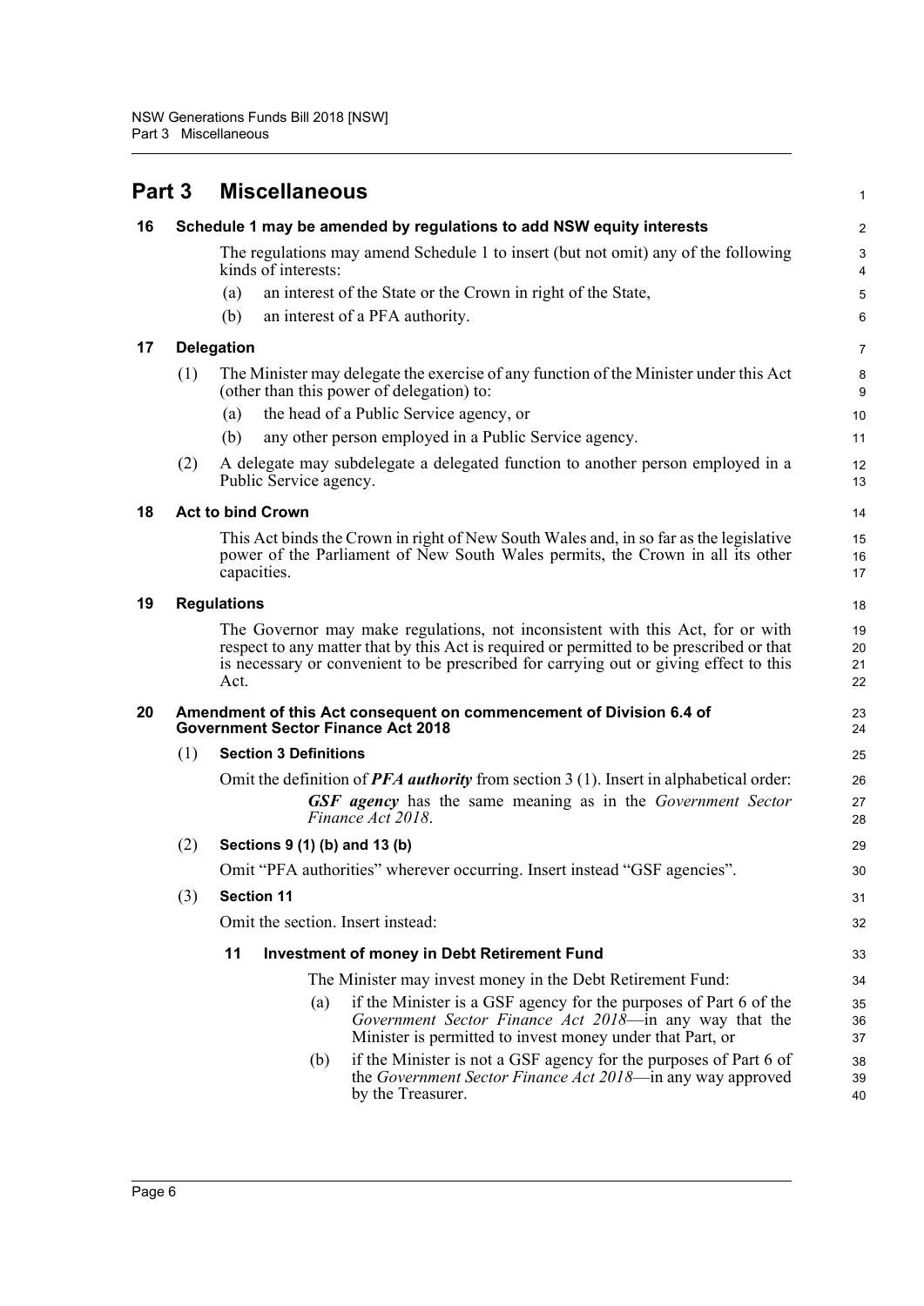# Part 3 Miscellaneous

## 16 Schedule 1 may be amended by regulations to add NSW equity interests

The regulations may amend Schedule 1 to insert (but not omit) any of the following kinds of interests:

(a) an interest of the State or the Crown in right of the State,

(b) an interest of a PFA authority.

## 17 Delegation

(1) The Minister may delegate the exercise of any function of the Minister under this Act (other than this power of delegation) to:

(a) the head of a Public Service agency, or

(b) any other person employed in a Public Service agency.

(2) A delegate may subdelegate a delegated function to another person employed in a Public Service agency.

## 18 Act to bind Crown

This Act binds the Crown in right of New South Wales and, in so far as the legislative power of the Parliament of New South Wales permits, the Crown in all its other capacities.

## 19 Regulations

The Governor may make regulations, not inconsistent with this Act, for or with respect to any matter that by this Act is required or permitted to be prescribed or that is necessary or convenient to be prescribed for carrying out or giving effect to this Act.

## 20 Amendment of this Act consequent on commencement of Division 6.4 of Government Sector Finance Act 2018

(1) **Section 3 Definitions**

Omit the definition of ***PFA authority*** from section 3 (1). Insert in alphabetical order:

> ***GSF agency*** has the same meaning as in the *Government Sector Finance Act 2018*.

(2) **Sections 9 (1) (b) and 13 (b)**

Omit "PFA authorities" wherever occurring. Insert instead "GSF agencies".

(3) **Section 11**

Omit the section. Insert instead:

> **11 Investment of money in Debt Retirement Fund**
>
> The Minister may invest money in the Debt Retirement Fund:
>
> (a) if the Minister is a GSF agency for the purposes of Part 6 of the *Government Sector Finance Act 2018*—in any way that the Minister is permitted to invest money under that Part, or
>
> (b) if the Minister is not a GSF agency for the purposes of Part 6 of the *Government Sector Finance Act 2018*—in any way approved by the Treasurer.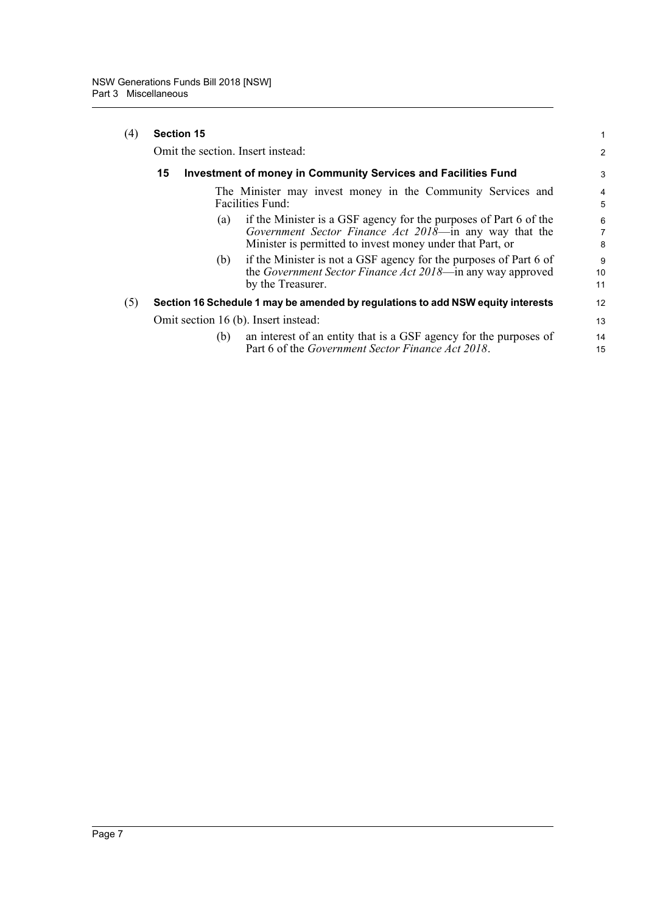(4) **Section 15**

Omit the section. Insert instead:

**15 Investment of money in Community Services and Facilities Fund**

The Minister may invest money in the Community Services and Facilities Fund:

(a) if the Minister is a GSF agency for the purposes of Part 6 of the *Government Sector Finance Act 2018*—in any way that the Minister is permitted to invest money under that Part, or

(b) if the Minister is not a GSF agency for the purposes of Part 6 of the *Government Sector Finance Act 2018*—in any way approved by the Treasurer.

(5) **Section 16 Schedule 1 may be amended by regulations to add NSW equity interests**

Omit section 16 (b). Insert instead:

(b) an interest of an entity that is a GSF agency for the purposes of Part 6 of the *Government Sector Finance Act 2018*.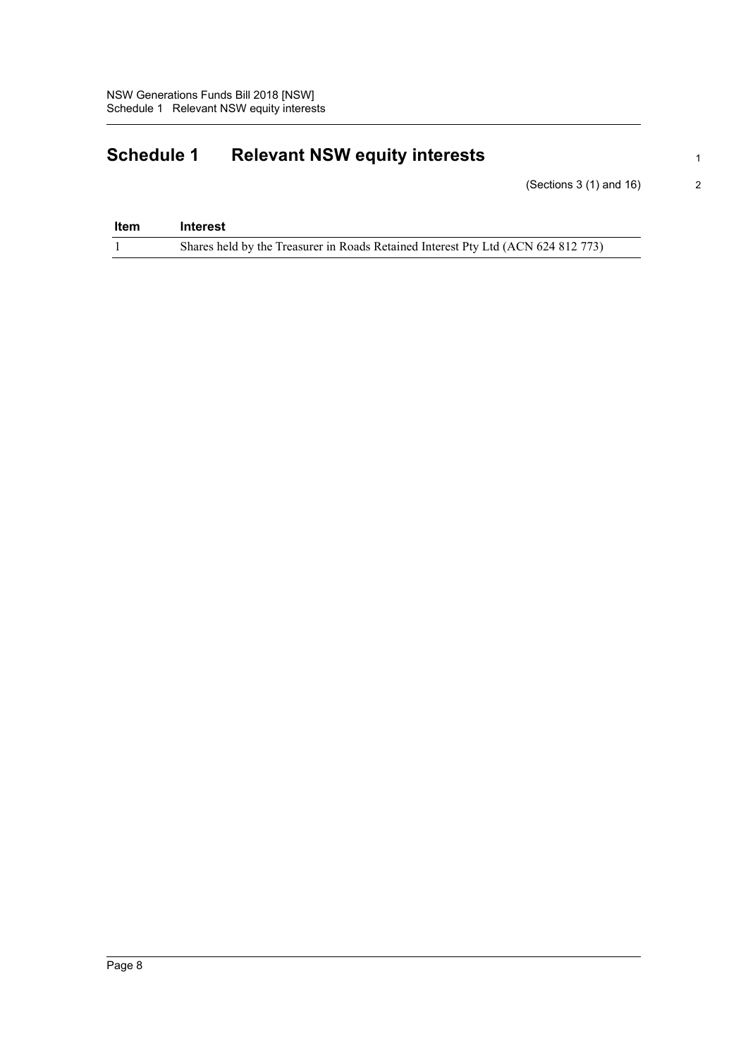# Schedule 1 Relevant NSW equity interests

(Sections 3 (1) and 16)

| Item | Interest |
| --- | --- |
| 1 | Shares held by the Treasurer in Roads Retained Interest Pty Ltd (ACN 624 812 773) |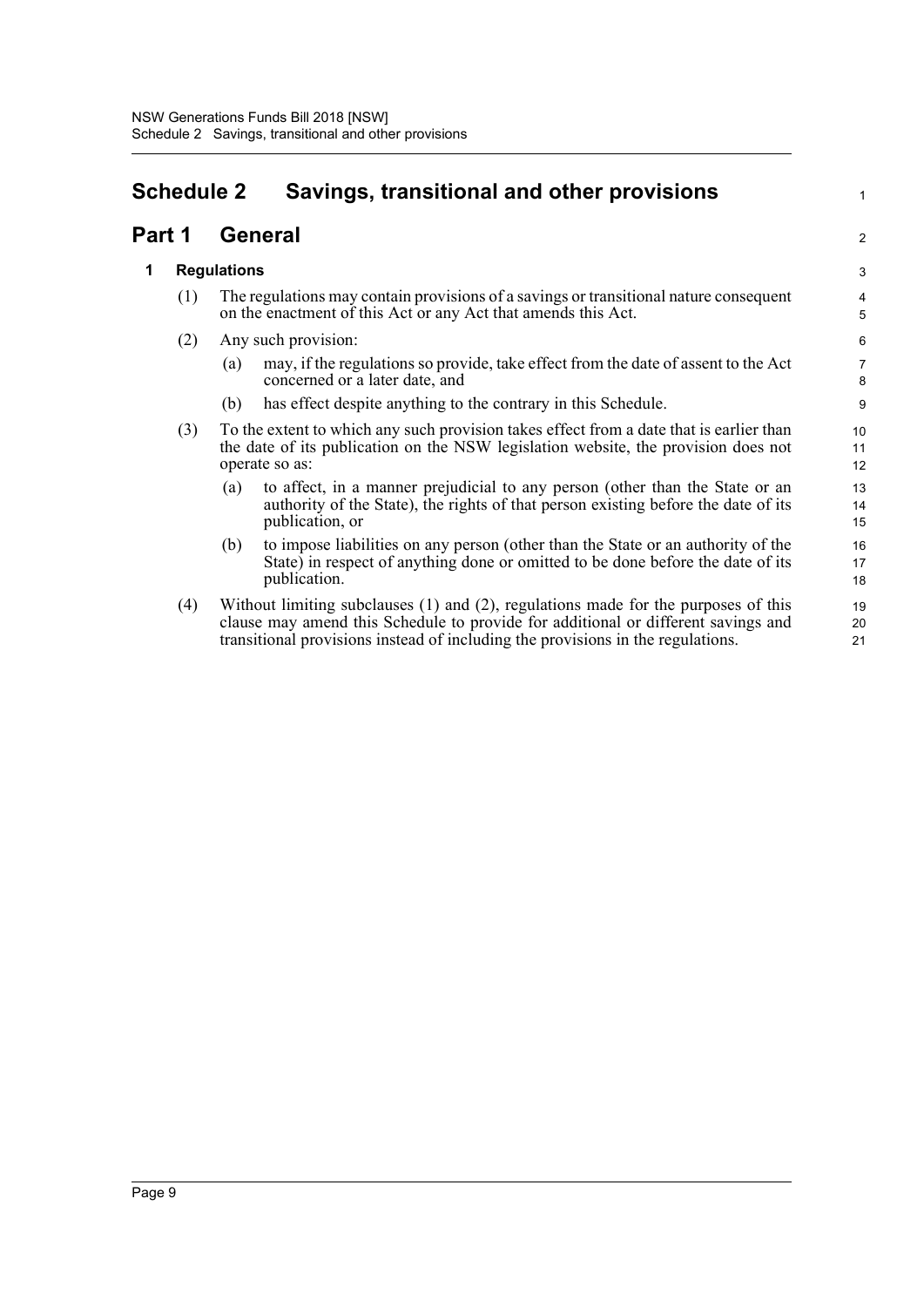# Schedule 2 Savings, transitional and other provisions

## Part 1 General

### 1 Regulations

(1) The regulations may contain provisions of a savings or transitional nature consequent on the enactment of this Act or any Act that amends this Act.

(2) Any such provision:

(a) may, if the regulations so provide, take effect from the date of assent to the Act concerned or a later date, and

(b) has effect despite anything to the contrary in this Schedule.

(3) To the extent to which any such provision takes effect from a date that is earlier than the date of its publication on the NSW legislation website, the provision does not operate so as:

(a) to affect, in a manner prejudicial to any person (other than the State or an authority of the State), the rights of that person existing before the date of its publication, or

(b) to impose liabilities on any person (other than the State or an authority of the State) in respect of anything done or omitted to be done before the date of its publication.

(4) Without limiting subclauses (1) and (2), regulations made for the purposes of this clause may amend this Schedule to provide for additional or different savings and transitional provisions instead of including the provisions in the regulations.